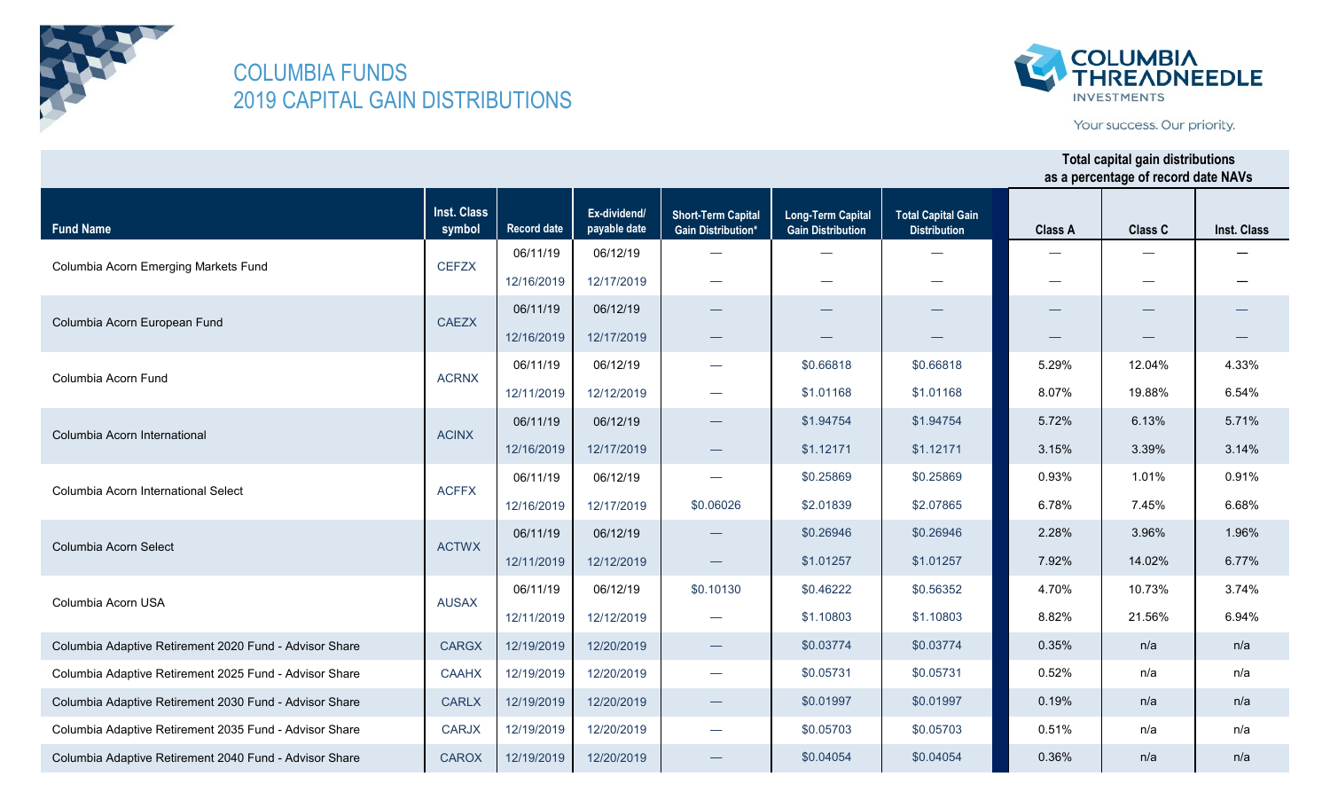# COLUMBIA FUNDS
## 2019 CAPITAL GAIN DISTRIBUTIONS

COLUMBIA THREADNEEDLE INVESTMENTS

Your success. Our priority.

| Fund Name | Inst. Class symbol | Record date | Ex-dividend/ payable date | Short-Term Capital Gain Distribution* | Long-Term Capital Gain Distribution | Total Capital Gain Distribution | Total capital gain distributions as a percentage of record date NAVs | | |
|---|---|---|---|---|---|---|---|---|---|
| | | | | | | | Class A | Class C | Inst. Class |
| Columbia Acorn Emerging Markets Fund | CEFZX | 06/11/19 | 06/12/19 | — | — | — | — | — | — |
| | | 12/16/2019 | 12/17/2019 | — | — | — | — | — | — |
| Columbia Acorn European Fund | CAEZX | 06/11/19 | 06/12/19 | — | — | — | — | — | — |
| | | 12/16/2019 | 12/17/2019 | — | — | — | — | — | — |
| Columbia Acorn Fund | ACRNX | 06/11/19 | 06/12/19 | — | $0.66818 | $0.66818 | 5.29% | 12.04% | 4.33% |
| | | 12/11/2019 | 12/12/2019 | — | $1.01168 | $1.01168 | 8.07% | 19.88% | 6.54% |
| Columbia Acorn International | ACINX | 06/11/19 | 06/12/19 | — | $1.94754 | $1.94754 | 5.72% | 6.13% | 5.71% |
| | | 12/16/2019 | 12/17/2019 | — | $1.12171 | $1.12171 | 3.15% | 3.39% | 3.14% |
| Columbia Acorn International Select | ACFFX | 06/11/19 | 06/12/19 | — | $0.25869 | $0.25869 | 0.93% | 1.01% | 0.91% |
| | | 12/16/2019 | 12/17/2019 | $0.06026 | $2.01839 | $2.07865 | 6.78% | 7.45% | 6.68% |
| Columbia Acorn Select | ACTWX | 06/11/19 | 06/12/19 | — | $0.26946 | $0.26946 | 2.28% | 3.96% | 1.96% |
| | | 12/11/2019 | 12/12/2019 | — | $1.01257 | $1.01257 | 7.92% | 14.02% | 6.77% |
| Columbia Acorn USA | AUSAX | 06/11/19 | 06/12/19 | $0.10130 | $0.46222 | $0.56352 | 4.70% | 10.73% | 3.74% |
| | | 12/11/2019 | 12/12/2019 | — | $1.10803 | $1.10803 | 8.82% | 21.56% | 6.94% |
| Columbia Adaptive Retirement 2020 Fund - Advisor Share | CARGX | 12/19/2019 | 12/20/2019 | — | $0.03774 | $0.03774 | 0.35% | n/a | n/a |
| Columbia Adaptive Retirement 2025 Fund - Advisor Share | CAAHX | 12/19/2019 | 12/20/2019 | — | $0.05731 | $0.05731 | 0.52% | n/a | n/a |
| Columbia Adaptive Retirement 2030 Fund - Advisor Share | CARLX | 12/19/2019 | 12/20/2019 | — | $0.01997 | $0.01997 | 0.19% | n/a | n/a |
| Columbia Adaptive Retirement 2035 Fund - Advisor Share | CARJX | 12/19/2019 | 12/20/2019 | — | $0.05703 | $0.05703 | 0.51% | n/a | n/a |
| Columbia Adaptive Retirement 2040 Fund - Advisor Share | CAROX | 12/19/2019 | 12/20/2019 | — | $0.04054 | $0.04054 | 0.36% | n/a | n/a |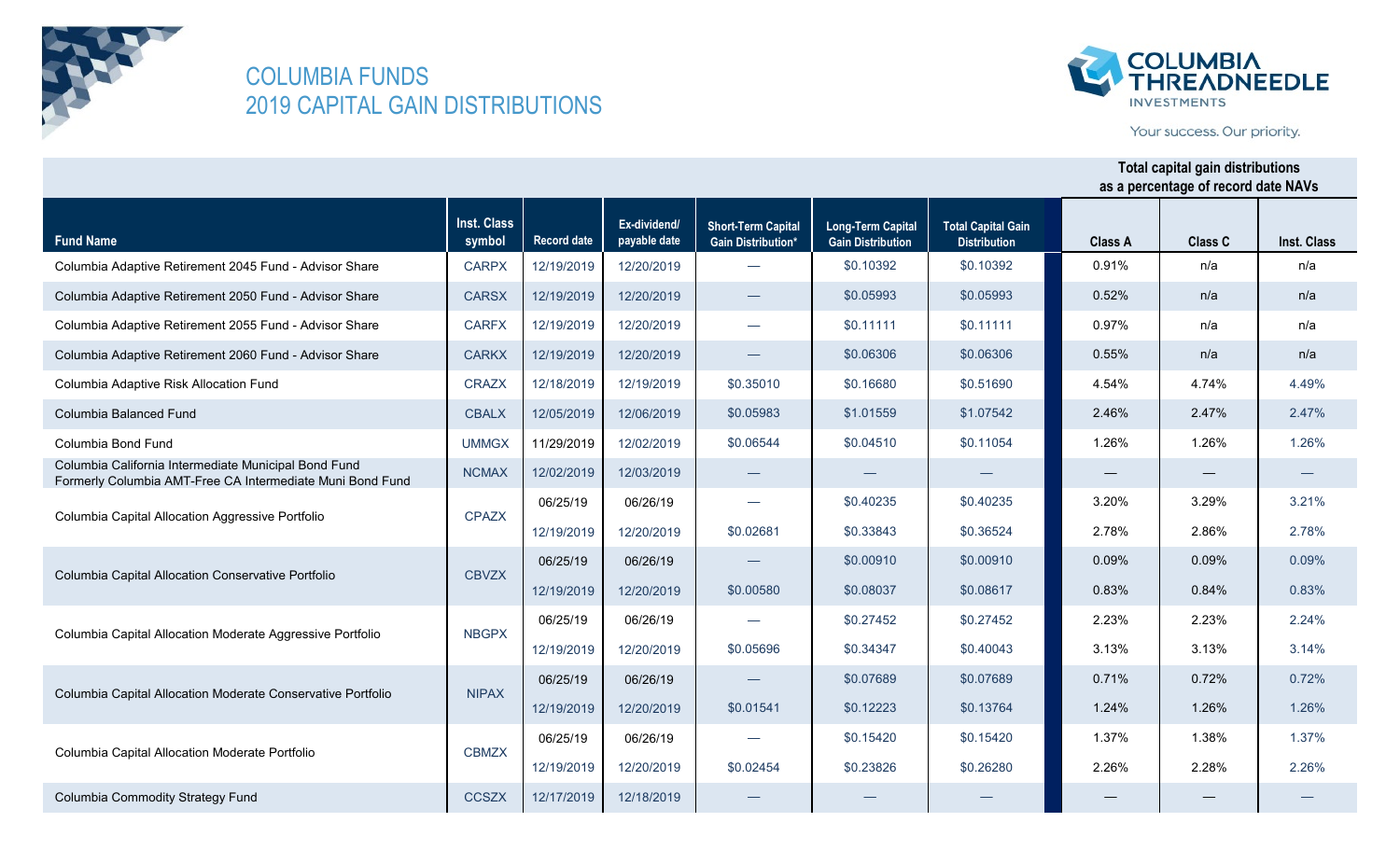# COLUMBIA FUNDS
## 2019 CAPITAL GAIN DISTRIBUTIONS

| Fund Name | Inst. Class symbol | Record date | Ex-dividend/ payable date | Short-Term Capital Gain Distribution* | Long-Term Capital Gain Distribution | Total Capital Gain Distribution | Total capital gain distributions as a percentage of record date NAVs | | |
|---|---|---|---|---|---|---|---|---|---|
| | | | | | | | Class A | Class C | Inst. Class |
| Columbia Adaptive Retirement 2045 Fund - Advisor Share | CARPX | 12/19/2019 | 12/20/2019 | — | $0.10392 | $0.10392 | 0.91% | n/a | n/a |
| Columbia Adaptive Retirement 2050 Fund - Advisor Share | CARSX | 12/19/2019 | 12/20/2019 | — | $0.05993 | $0.05993 | 0.52% | n/a | n/a |
| Columbia Adaptive Retirement 2055 Fund - Advisor Share | CARFX | 12/19/2019 | 12/20/2019 | — | $0.11111 | $0.11111 | 0.97% | n/a | n/a |
| Columbia Adaptive Retirement 2060 Fund - Advisor Share | CARKX | 12/19/2019 | 12/20/2019 | — | $0.06306 | $0.06306 | 0.55% | n/a | n/a |
| Columbia Adaptive Risk Allocation Fund | CRAZX | 12/18/2019 | 12/19/2019 | $0.35010 | $0.16680 | $0.51690 | 4.54% | 4.74% | 4.49% |
| Columbia Balanced Fund | CBALX | 12/05/2019 | 12/06/2019 | $0.05983 | $1.01559 | $1.07542 | 2.46% | 2.47% | 2.47% |
| Columbia Bond Fund | UMMGX | 11/29/2019 | 12/02/2019 | $0.06544 | $0.04510 | $0.11054 | 1.26% | 1.26% | 1.26% |
| Columbia California Intermediate Municipal Bond Fund Formerly Columbia AMT-Free CA Intermediate Muni Bond Fund | NCMAX | 12/02/2019 | 12/03/2019 | — | — | — | — | — | — |
| Columbia Capital Allocation Aggressive Portfolio | CPAZX | 06/25/19 | 06/26/19 | — | $0.40235 | $0.40235 | 3.20% | 3.29% | 3.21% |
| | | 12/19/2019 | 12/20/2019 | $0.02681 | $0.33843 | $0.36524 | 2.78% | 2.86% | 2.78% |
| Columbia Capital Allocation Conservative Portfolio | CBVZX | 06/25/19 | 06/26/19 | — | $0.00910 | $0.00910 | 0.09% | 0.09% | 0.09% |
| | | 12/19/2019 | 12/20/2019 | $0.00580 | $0.08037 | $0.08617 | 0.83% | 0.84% | 0.83% |
| Columbia Capital Allocation Moderate Aggressive Portfolio | NBGPX | 06/25/19 | 06/26/19 | — | $0.27452 | $0.27452 | 2.23% | 2.23% | 2.24% |
| | | 12/19/2019 | 12/20/2019 | $0.05696 | $0.34347 | $0.40043 | 3.13% | 3.13% | 3.14% |
| Columbia Capital Allocation Moderate Conservative Portfolio | NIPAX | 06/25/19 | 06/26/19 | — | $0.07689 | $0.07689 | 0.71% | 0.72% | 0.72% |
| | | 12/19/2019 | 12/20/2019 | $0.01541 | $0.12223 | $0.13764 | 1.24% | 1.26% | 1.26% |
| Columbia Capital Allocation Moderate Portfolio | CBMZX | 06/25/19 | 06/26/19 | — | $0.15420 | $0.15420 | 1.37% | 1.38% | 1.37% |
| | | 12/19/2019 | 12/20/2019 | $0.02454 | $0.23826 | $0.26280 | 2.26% | 2.28% | 2.26% |
| Columbia Commodity Strategy Fund | CCSZX | 12/17/2019 | 12/18/2019 | — | — | — | — | — | — |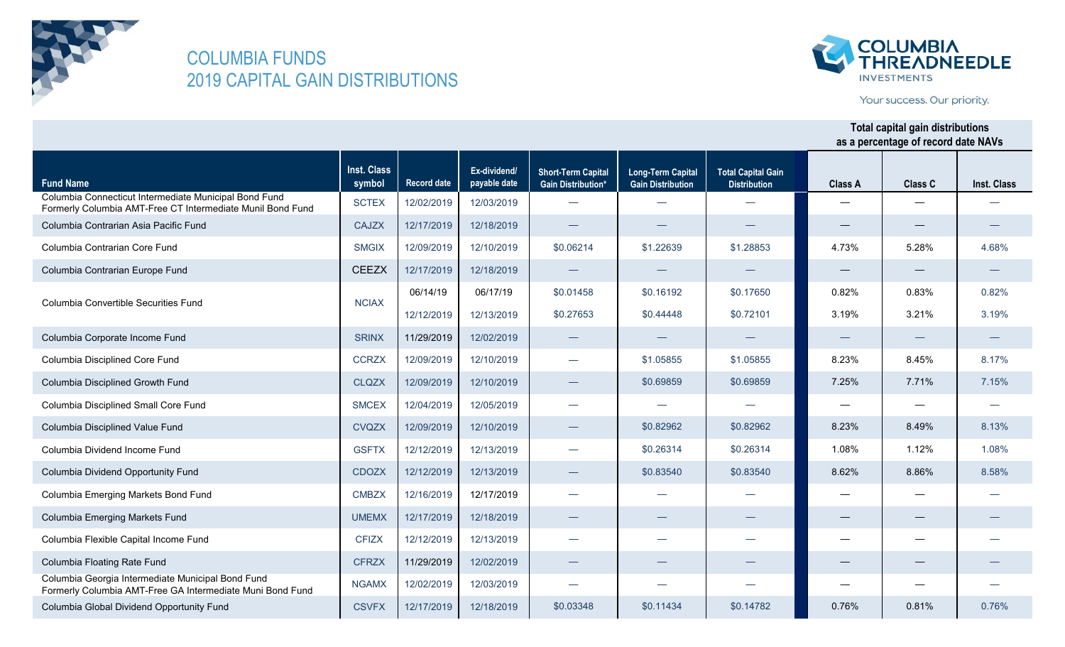# COLUMBIA FUNDS
# 2019 CAPITAL GAIN DISTRIBUTIONS

COLUMBIA THREADNEEDLE INVESTMENTS

Your success. Our priority.

| Fund Name | Inst. Class symbol | Record date | Ex-dividend/ payable date | Short-Term Capital Gain Distribution* | Long-Term Capital Gain Distribution | Total Capital Gain Distribution | Total capital gain distributions as a percentage of record date NAVs | | |
|---|---|---|---|---|---|---|---|---|---|
| | | | | | | | Class A | Class C | Inst. Class |
| Columbia Connecticut Intermediate Municipal Bond Fund Formerly Columbia AMT-Free CT Intermediate Munil Bond Fund | SCTEX | 12/02/2019 | 12/03/2019 | — | — | — | — | — | — |
| Columbia Contrarian Asia Pacific Fund | CAJZX | 12/17/2019 | 12/18/2019 | — | — | — | — | — | — |
| Columbia Contrarian Core Fund | SMGIX | 12/09/2019 | 12/10/2019 | $0.06214 | $1.22639 | $1.28853 | 4.73% | 5.28% | 4.68% |
| Columbia Contrarian Europe Fund | CEEZX | 12/17/2019 | 12/18/2019 | — | — | — | — | — | — |
| Columbia Convertible Securities Fund | NCIAX | 06/14/19 | 06/17/19 | $0.01458 | $0.16192 | $0.17650 | 0.82% | 0.83% | 0.82% |
| | | 12/12/2019 | 12/13/2019 | $0.27653 | $0.44448 | $0.72101 | 3.19% | 3.21% | 3.19% |
| Columbia Corporate Income Fund | SRINX | 11/29/2019 | 12/02/2019 | — | — | — | — | — | — |
| Columbia Disciplined Core Fund | CCRZX | 12/09/2019 | 12/10/2019 | — | $1.05855 | $1.05855 | 8.23% | 8.45% | 8.17% |
| Columbia Disciplined Growth Fund | CLQZX | 12/09/2019 | 12/10/2019 | — | $0.69859 | $0.69859 | 7.25% | 7.71% | 7.15% |
| Columbia Disciplined Small Core Fund | SMCEX | 12/04/2019 | 12/05/2019 | — | — | — | — | — | — |
| Columbia Disciplined Value Fund | CVQZX | 12/09/2019 | 12/10/2019 | — | $0.82962 | $0.82962 | 8.23% | 8.49% | 8.13% |
| Columbia Dividend Income Fund | GSFTX | 12/12/2019 | 12/13/2019 | — | $0.26314 | $0.26314 | 1.08% | 1.12% | 1.08% |
| Columbia Dividend Opportunity Fund | CDOZX | 12/12/2019 | 12/13/2019 | — | $0.83540 | $0.83540 | 8.62% | 8.86% | 8.58% |
| Columbia Emerging Markets Bond Fund | CMBZX | 12/16/2019 | 12/17/2019 | — | — | — | — | — | — |
| Columbia Emerging Markets Fund | UMEMX | 12/17/2019 | 12/18/2019 | — | — | — | — | — | — |
| Columbia Flexible Capital Income Fund | CFIZX | 12/12/2019 | 12/13/2019 | — | — | — | — | — | — |
| Columbia Floating Rate Fund | CFRZX | 11/29/2019 | 12/02/2019 | — | — | — | — | — | — |
| Columbia Georgia Intermediate Municipal Bond Fund Formerly Columbia AMT-Free GA Intermediate Muni Bond Fund | NGAMX | 12/02/2019 | 12/03/2019 | — | — | — | — | — | — |
| Columbia Global Dividend Opportunity Fund | CSVFX | 12/17/2019 | 12/18/2019 | $0.03348 | $0.11434 | $0.14782 | 0.76% | 0.81% | 0.76% |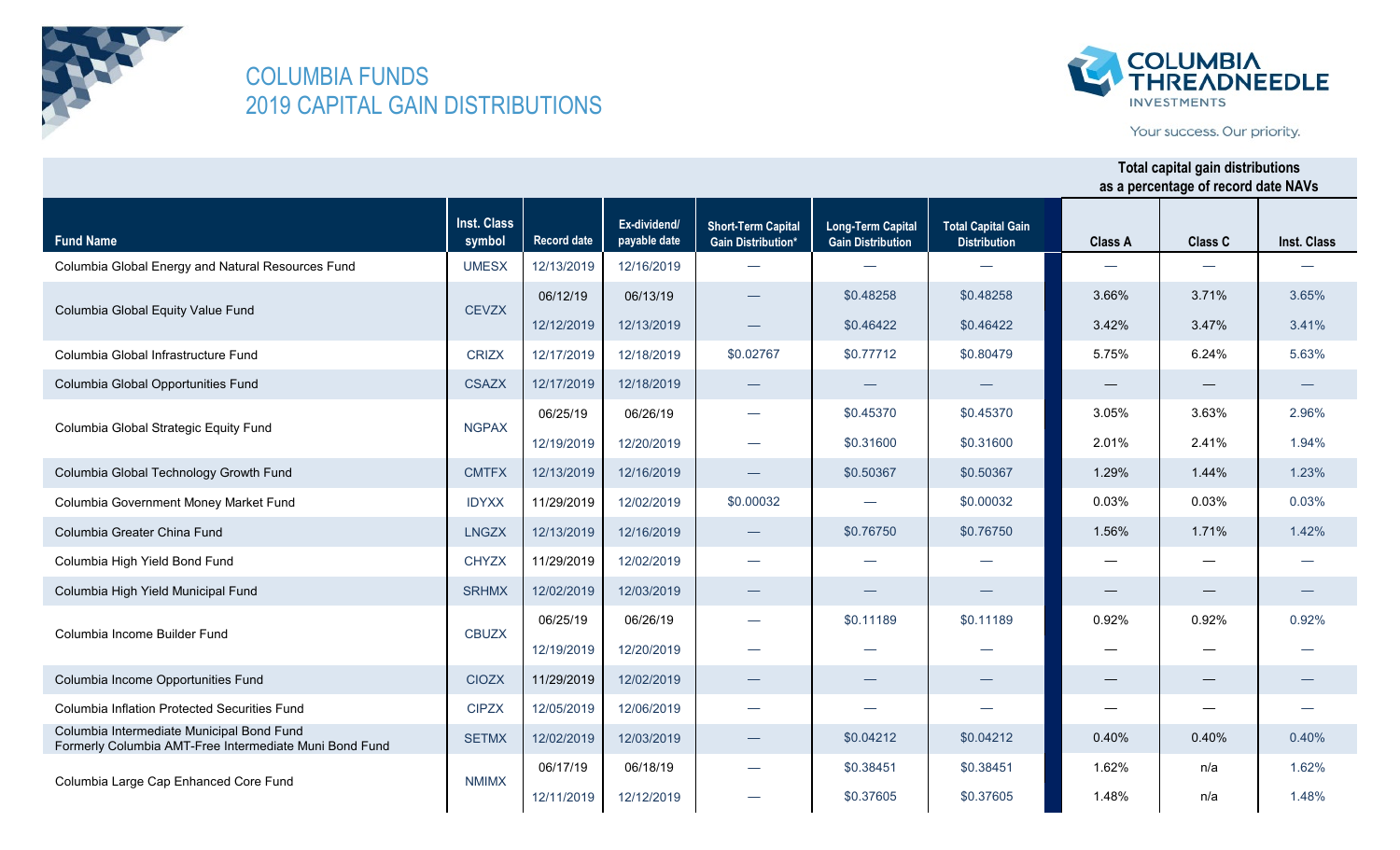# COLUMBIA FUNDS
# 2019 CAPITAL GAIN DISTRIBUTIONS

COLUMBIA THREADNEEDLE INVESTMENTS

Your success. Our priority.

| Fund Name | Inst. Class symbol | Record date | Ex-dividend/ payable date | Short-Term Capital Gain Distribution* | Long-Term Capital Gain Distribution | Total Capital Gain Distribution | Total capital gain distributions as a percentage of record date NAVs | | |
|---|---|---|---|---|---|---|---|---|---|
| | | | | | | | Class A | Class C | Inst. Class |
| Columbia Global Energy and Natural Resources Fund | UMESX | 12/13/2019 | 12/16/2019 | — | — | — | — | — | — |
| Columbia Global Equity Value Fund | CEVZX | 06/12/19 | 06/13/19 | — | $0.48258 | $0.48258 | 3.66% | 3.71% | 3.65% |
| | | 12/12/2019 | 12/13/2019 | — | $0.46422 | $0.46422 | 3.42% | 3.47% | 3.41% |
| Columbia Global Infrastructure Fund | CRIZX | 12/17/2019 | 12/18/2019 | $0.02767 | $0.77712 | $0.80479 | 5.75% | 6.24% | 5.63% |
| Columbia Global Opportunities Fund | CSAZX | 12/17/2019 | 12/18/2019 | — | — | — | — | — | — |
| Columbia Global Strategic Equity Fund | NGPAX | 06/25/19 | 06/26/19 | — | $0.45370 | $0.45370 | 3.05% | 3.63% | 2.96% |
| | | 12/19/2019 | 12/20/2019 | — | $0.31600 | $0.31600 | 2.01% | 2.41% | 1.94% |
| Columbia Global Technology Growth Fund | CMTFX | 12/13/2019 | 12/16/2019 | — | $0.50367 | $0.50367 | 1.29% | 1.44% | 1.23% |
| Columbia Government Money Market Fund | IDYXX | 11/29/2019 | 12/02/2019 | $0.00032 | — | $0.00032 | 0.03% | 0.03% | 0.03% |
| Columbia Greater China Fund | LNGZX | 12/13/2019 | 12/16/2019 | — | $0.76750 | $0.76750 | 1.56% | 1.71% | 1.42% |
| Columbia High Yield Bond Fund | CHYZX | 11/29/2019 | 12/02/2019 | — | — | — | — | — | — |
| Columbia High Yield Municipal Fund | SRHMX | 12/02/2019 | 12/03/2019 | — | — | — | — | — | — |
| Columbia Income Builder Fund | CBUZX | 06/25/19 | 06/26/19 | — | $0.11189 | $0.11189 | 0.92% | 0.92% | 0.92% |
| | | 12/19/2019 | 12/20/2019 | — | — | — | — | — | — |
| Columbia Income Opportunities Fund | CIOZX | 11/29/2019 | 12/02/2019 | — | — | — | — | — | — |
| Columbia Inflation Protected Securities Fund | CIPZX | 12/05/2019 | 12/06/2019 | — | — | — | — | — | — |
| Columbia Intermediate Municipal Bond Fund Formerly Columbia AMT-Free Intermediate Muni Bond Fund | SETMX | 12/02/2019 | 12/03/2019 | — | $0.04212 | $0.04212 | 0.40% | 0.40% | 0.40% |
| Columbia Large Cap Enhanced Core Fund | NMIMX | 06/17/19 | 06/18/19 | — | $0.38451 | $0.38451 | 1.62% | n/a | 1.62% |
| | | 12/11/2019 | 12/12/2019 | — | $0.37605 | $0.37605 | 1.48% | n/a | 1.48% |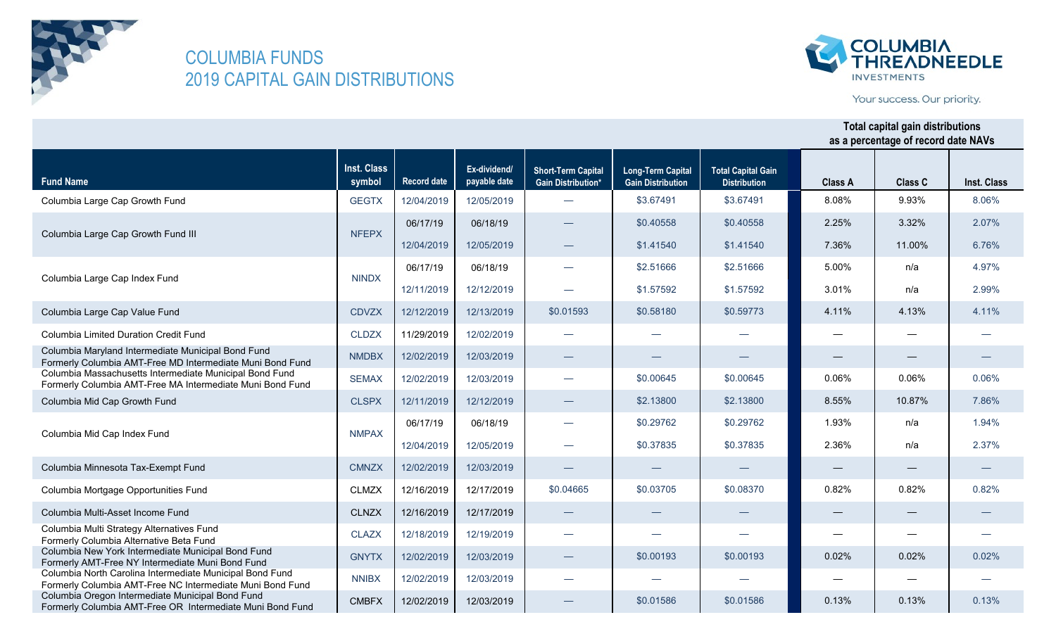# COLUMBIA FUNDS
## 2019 CAPITAL GAIN DISTRIBUTIONS

COLUMBIA THREADNEEDLE INVESTMENTS

Your success. Our priority.

| Fund Name | Inst. Class symbol | Record date | Ex-dividend/ payable date | Short-Term Capital Gain Distribution* | Long-Term Capital Gain Distribution | Total Capital Gain Distribution | Total capital gain distributions as a percentage of record date NAVs | | |
|---|---|---|---|---|---|---|---|---|---|
| | | | | | | | Class A | Class C | Inst. Class |
| Columbia Large Cap Growth Fund | GEGTX | 12/04/2019 | 12/05/2019 | — | $3.67491 | $3.67491 | 8.08% | 9.93% | 8.06% |
| Columbia Large Cap Growth Fund III | NFEPX | 06/17/19 | 06/18/19 | — | $0.40558 | $0.40558 | 2.25% | 3.32% | 2.07% |
| | | 12/04/2019 | 12/05/2019 | — | $1.41540 | $1.41540 | 7.36% | 11.00% | 6.76% |
| Columbia Large Cap Index Fund | NINDX | 06/17/19 | 06/18/19 | — | $2.51666 | $2.51666 | 5.00% | n/a | 4.97% |
| | | 12/11/2019 | 12/12/2019 | — | $1.57592 | $1.57592 | 3.01% | n/a | 2.99% |
| Columbia Large Cap Value Fund | CDVZX | 12/12/2019 | 12/13/2019 | $0.01593 | $0.58180 | $0.59773 | 4.11% | 4.13% | 4.11% |
| Columbia Limited Duration Credit Fund | CLDZX | 11/29/2019 | 12/02/2019 | — | — | — | — | — | — |
| Columbia Maryland Intermediate Municipal Bond Fund Formerly Columbia AMT-Free MD Intermediate Muni Bond Fund | NMDBX | 12/02/2019 | 12/03/2019 | — | — | — | — | — | — |
| Columbia Massachusetts Intermediate Municipal Bond Fund Formerly Columbia AMT-Free MA Intermediate Muni Bond Fund | SEMAX | 12/02/2019 | 12/03/2019 | — | $0.00645 | $0.00645 | 0.06% | 0.06% | 0.06% |
| Columbia Mid Cap Growth Fund | CLSPX | 12/11/2019 | 12/12/2019 | — | $2.13800 | $2.13800 | 8.55% | 10.87% | 7.86% |
| Columbia Mid Cap Index Fund | NMPAX | 06/17/19 | 06/18/19 | — | $0.29762 | $0.29762 | 1.93% | n/a | 1.94% |
| | | 12/04/2019 | 12/05/2019 | — | $0.37835 | $0.37835 | 2.36% | n/a | 2.37% |
| Columbia Minnesota Tax-Exempt Fund | CMNZX | 12/02/2019 | 12/03/2019 | — | — | — | — | — | — |
| Columbia Mortgage Opportunities Fund | CLMZX | 12/16/2019 | 12/17/2019 | $0.04665 | $0.03705 | $0.08370 | 0.82% | 0.82% | 0.82% |
| Columbia Multi-Asset Income Fund | CLNZX | 12/16/2019 | 12/17/2019 | — | — | — | — | — | — |
| Columbia Multi Strategy Alternatives Fund Formerly Columbia Alternative Beta Fund | CLAZX | 12/18/2019 | 12/19/2019 | — | — | — | — | — | — |
| Columbia New York Intermediate Municipal Bond Fund Formerly AMT-Free NY Intermediate Muni Bond Fund | GNYTX | 12/02/2019 | 12/03/2019 | — | $0.00193 | $0.00193 | 0.02% | 0.02% | 0.02% |
| Columbia North Carolina Intermediate Municipal Bond Fund Formerly Columbia AMT-Free NC Intermediate Muni Bond Fund | NNIBX | 12/02/2019 | 12/03/2019 | — | — | — | — | — | — |
| Columbia Oregon Intermediate Municipal Bond Fund Formerly Columbia AMT-Free OR Intermediate Muni Bond Fund | CMBFX | 12/02/2019 | 12/03/2019 | — | $0.01586 | $0.01586 | 0.13% | 0.13% | 0.13% |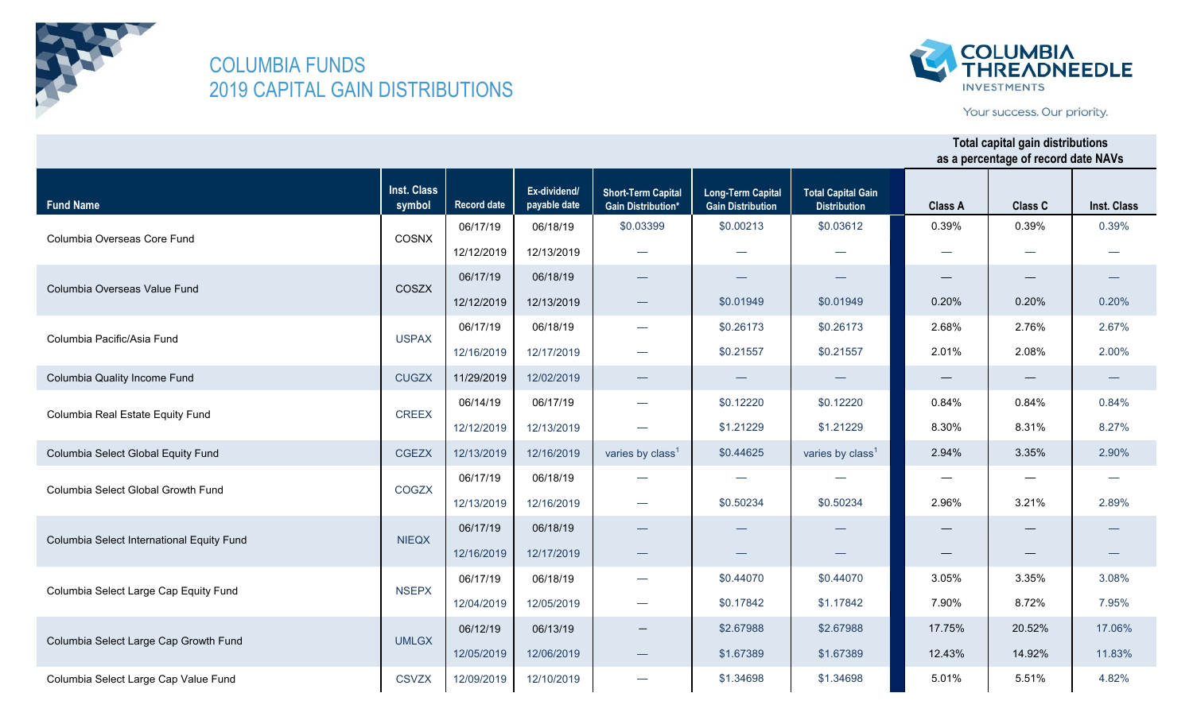# COLUMBIA FUNDS
# 2019 CAPITAL GAIN DISTRIBUTIONS

| Fund Name | Inst. Class symbol | Record date | Ex-dividend/ payable date | Short-Term Capital Gain Distribution* | Long-Term Capital Gain Distribution | Total Capital Gain Distribution | Total capital gain distributions as a percentage of record date NAVs | | |
|---|---|---|---|---|---|---|---|---|---|
| | | | | | | | Class A | Class C | Inst. Class |
| Columbia Overseas Core Fund | COSNX | 06/17/19 | 06/18/19 | $0.03399 | $0.00213 | $0.03612 | 0.39% | 0.39% | 0.39% |
| | | 12/12/2019 | 12/13/2019 | — | — | — | — | — | — |
| Columbia Overseas Value Fund | COSZX | 06/17/19 | 06/18/19 | — | — | — | — | — | — |
| | | 12/12/2019 | 12/13/2019 | — | $0.01949 | $0.01949 | 0.20% | 0.20% | 0.20% |
| Columbia Pacific/Asia Fund | USPAX | 06/17/19 | 06/18/19 | — | $0.26173 | $0.26173 | 2.68% | 2.76% | 2.67% |
| | | 12/16/2019 | 12/17/2019 | — | $0.21557 | $0.21557 | 2.01% | 2.08% | 2.00% |
| Columbia Quality Income Fund | CUGZX | 11/29/2019 | 12/02/2019 | — | — | — | — | — | — |
| Columbia Real Estate Equity Fund | CREEX | 06/14/19 | 06/17/19 | — | $0.12220 | $0.12220 | 0.84% | 0.84% | 0.84% |
| | | 12/12/2019 | 12/13/2019 | — | $1.21229 | $1.21229 | 8.30% | 8.31% | 8.27% |
| Columbia Select Global Equity Fund | CGEZX | 12/13/2019 | 12/16/2019 | varies by class[1] | $0.44625 | varies by class[1] | 2.94% | 3.35% | 2.90% |
| Columbia Select Global Growth Fund | COGZX | 06/17/19 | 06/18/19 | — | — | — | — | — | — |
| | | 12/13/2019 | 12/16/2019 | — | $0.50234 | $0.50234 | 2.96% | 3.21% | 2.89% |
| Columbia Select International Equity Fund | NIEQX | 06/17/19 | 06/18/19 | — | — | — | — | — | — |
| | | 12/16/2019 | 12/17/2019 | — | — | — | — | — | — |
| Columbia Select Large Cap Equity Fund | NSEPX | 06/17/19 | 06/18/19 | — | $0.44070 | $0.44070 | 3.05% | 3.35% | 3.08% |
| | | 12/04/2019 | 12/05/2019 | — | $0.17842 | $1.17842 | 7.90% | 8.72% | 7.95% |
| Columbia Select Large Cap Growth Fund | UMLGX | 06/12/19 | 06/13/19 | — | $2.67988 | $2.67988 | 17.75% | 20.52% | 17.06% |
| | | 12/05/2019 | 12/06/2019 | — | $1.67389 | $1.67389 | 12.43% | 14.92% | 11.83% |
| Columbia Select Large Cap Value Fund | CSVZX | 12/09/2019 | 12/10/2019 | — | $1.34698 | $1.34698 | 5.01% | 5.51% | 4.82% |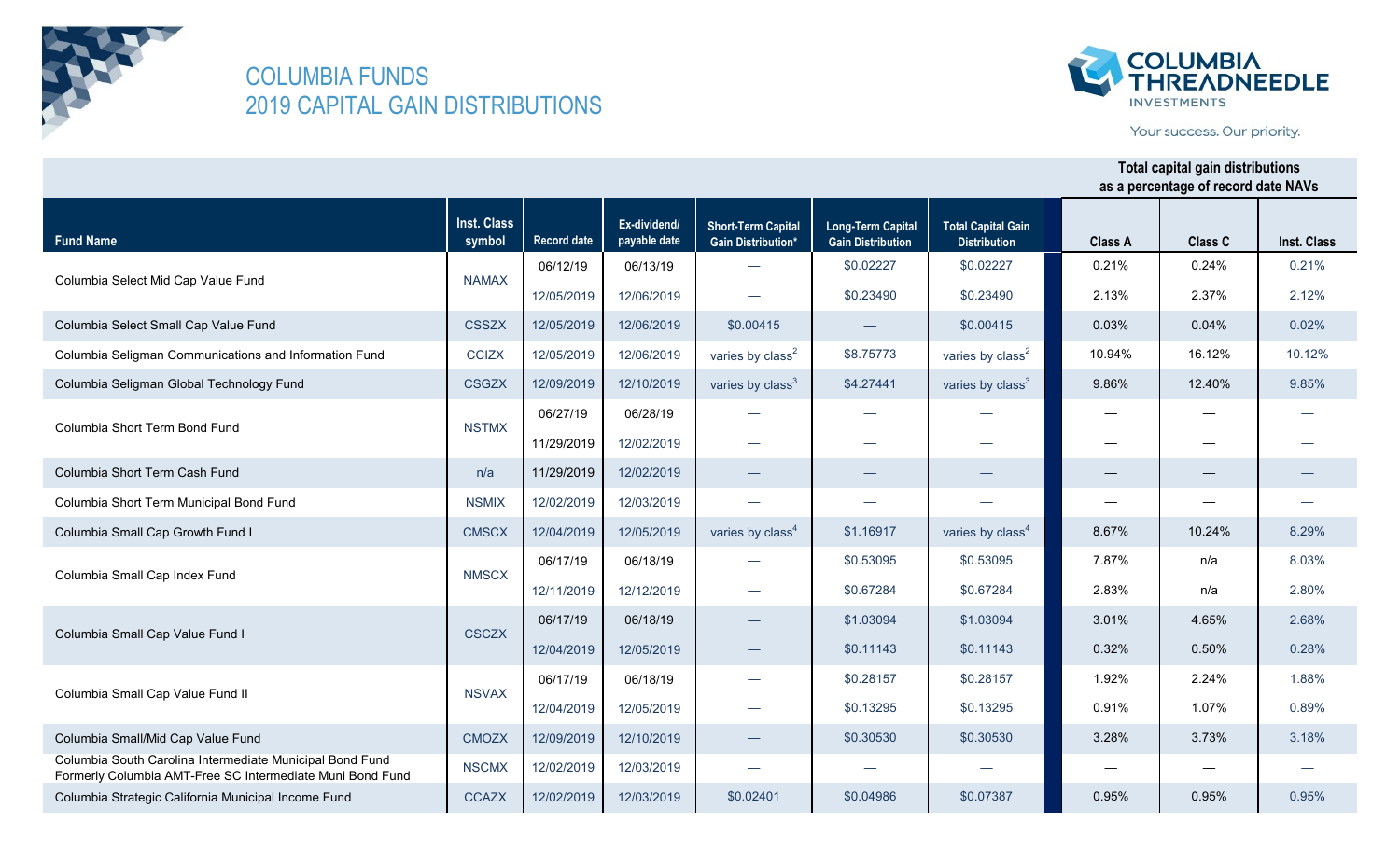# COLUMBIA FUNDS
## 2019 CAPITAL GAIN DISTRIBUTIONS

COLUMBIA THREADNEEDLE INVESTMENTS

Your success. Our priority.

| Fund Name | Inst. Class symbol | Record date | Ex-dividend/ payable date | Short-Term Capital Gain Distribution* | Long-Term Capital Gain Distribution | Total Capital Gain Distribution | Total capital gain distributions as a percentage of record date NAVs | | |
|---|---|---|---|---|---|---|---|---|---|
| | | | | | | | Class A | Class C | Inst. Class |
| Columbia Select Mid Cap Value Fund | NAMAX | 06/12/19 | 06/13/19 | — | $0.02227 | $0.02227 | 0.21% | 0.24% | 0.21% |
| | | 12/05/2019 | 12/06/2019 | — | $0.23490 | $0.23490 | 2.13% | 2.37% | 2.12% |
| Columbia Select Small Cap Value Fund | CSSZX | 12/05/2019 | 12/06/2019 | $0.00415 | — | $0.00415 | 0.03% | 0.04% | 0.02% |
| Columbia Seligman Communications and Information Fund | CCIZX | 12/05/2019 | 12/06/2019 | varies by class[2] | $8.75773 | varies by class[2] | 10.94% | 16.12% | 10.12% |
| Columbia Seligman Global Technology Fund | CSGZX | 12/09/2019 | 12/10/2019 | varies by class[3] | $4.27441 | varies by class[3] | 9.86% | 12.40% | 9.85% |
| Columbia Short Term Bond Fund | NSTMX | 06/27/19 | 06/28/19 | — | — | — | — | — | — |
| | | 11/29/2019 | 12/02/2019 | — | — | — | — | — | — |
| Columbia Short Term Cash Fund | n/a | 11/29/2019 | 12/02/2019 | — | — | — | — | — | — |
| Columbia Short Term Municipal Bond Fund | NSMIX | 12/02/2019 | 12/03/2019 | — | — | — | — | — | — |
| Columbia Small Cap Growth Fund I | CMSCX | 12/04/2019 | 12/05/2019 | varies by class[4] | $1.16917 | varies by class[4] | 8.67% | 10.24% | 8.29% |
| Columbia Small Cap Index Fund | NMSCX | 06/17/19 | 06/18/19 | — | $0.53095 | $0.53095 | 7.87% | n/a | 8.03% |
| | | 12/11/2019 | 12/12/2019 | — | $0.67284 | $0.67284 | 2.83% | n/a | 2.80% |
| Columbia Small Cap Value Fund I | CSCZX | 06/17/19 | 06/18/19 | — | $1.03094 | $1.03094 | 3.01% | 4.65% | 2.68% |
| | | 12/04/2019 | 12/05/2019 | — | $0.11143 | $0.11143 | 0.32% | 0.50% | 0.28% |
| Columbia Small Cap Value Fund II | NSVAX | 06/17/19 | 06/18/19 | — | $0.28157 | $0.28157 | 1.92% | 2.24% | 1.88% |
| | | 12/04/2019 | 12/05/2019 | — | $0.13295 | $0.13295 | 0.91% | 1.07% | 0.89% |
| Columbia Small/Mid Cap Value Fund | CMOZX | 12/09/2019 | 12/10/2019 | — | $0.30530 | $0.30530 | 3.28% | 3.73% | 3.18% |
| Columbia South Carolina Intermediate Municipal Bond Fund Formerly Columbia AMT-Free SC Intermediate Muni Bond Fund | NSCMX | 12/02/2019 | 12/03/2019 | — | — | — | — | — | — |
| Columbia Strategic California Municipal Income Fund | CCAZX | 12/02/2019 | 12/03/2019 | $0.02401 | $0.04986 | $0.07387 | 0.95% | 0.95% | 0.95% |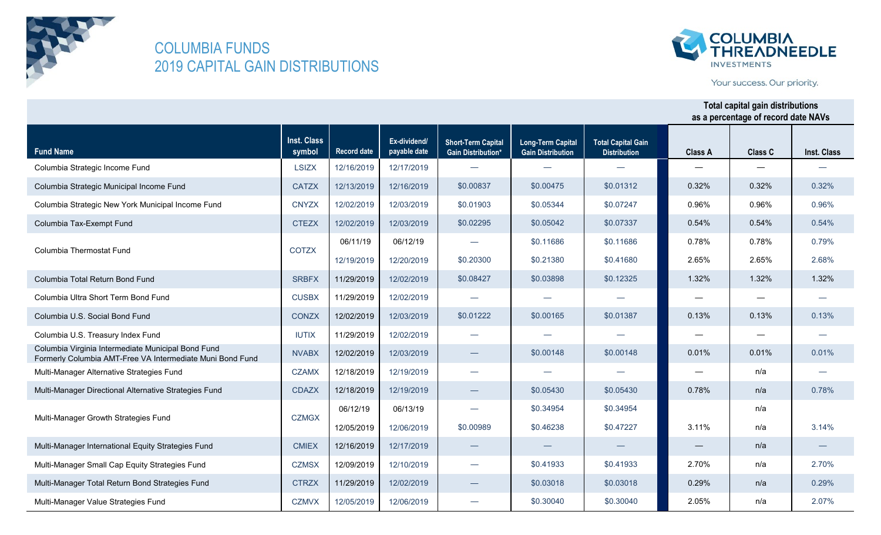# COLUMBIA FUNDS
## 2019 CAPITAL GAIN DISTRIBUTIONS

Your success. Our priority.

| Fund Name | Inst. Class symbol | Record date | Ex-dividend/ payable date | Short-Term Capital Gain Distribution* | Long-Term Capital Gain Distribution | Total Capital Gain Distribution | Total capital gain distributions as a percentage of record date NAVs | | |
|---|---|---|---|---|---|---|---|---|---|
| | | | | | | | Class A | Class C | Inst. Class |
| Columbia Strategic Income Fund | LSIZX | 12/16/2019 | 12/17/2019 | — | — | — | — | — | — |
| Columbia Strategic Municipal Income Fund | CATZX | 12/13/2019 | 12/16/2019 | $0.00837 | $0.00475 | $0.01312 | 0.32% | 0.32% | 0.32% |
| Columbia Strategic New York Municipal Income Fund | CNYZX | 12/02/2019 | 12/03/2019 | $0.01903 | $0.05344 | $0.07247 | 0.96% | 0.96% | 0.96% |
| Columbia Tax-Exempt Fund | CTEZX | 12/02/2019 | 12/03/2019 | $0.02295 | $0.05042 | $0.07337 | 0.54% | 0.54% | 0.54% |
| Columbia Thermostat Fund | COTZX | 06/11/19 | 06/12/19 | — | $0.11686 | $0.11686 | 0.78% | 0.78% | 0.79% |
| | | 12/19/2019 | 12/20/2019 | $0.20300 | $0.21380 | $0.41680 | 2.65% | 2.65% | 2.68% |
| Columbia Total Return Bond Fund | SRBFX | 11/29/2019 | 12/02/2019 | $0.08427 | $0.03898 | $0.12325 | 1.32% | 1.32% | 1.32% |
| Columbia Ultra Short Term Bond Fund | CUSBX | 11/29/2019 | 12/02/2019 | — | — | — | — | — | — |
| Columbia U.S. Social Bond Fund | CONZX | 12/02/2019 | 12/03/2019 | $0.01222 | $0.00165 | $0.01387 | 0.13% | 0.13% | 0.13% |
| Columbia U.S. Treasury Index Fund | IUTIX | 11/29/2019 | 12/02/2019 | — | — | — | — | — | — |
| Columbia Virginia Intermediate Municipal Bond Fund Formerly Columbia AMT-Free VA Intermediate Muni Bond Fund | NVABX | 12/02/2019 | 12/03/2019 | — | $0.00148 | $0.00148 | 0.01% | 0.01% | 0.01% |
| Multi-Manager Alternative Strategies Fund | CZAMX | 12/18/2019 | 12/19/2019 | — | — | — | — | n/a | — |
| Multi-Manager Directional Alternative Strategies Fund | CDAZX | 12/18/2019 | 12/19/2019 | — | $0.05430 | $0.05430 | 0.78% | n/a | 0.78% |
| Multi-Manager Growth Strategies Fund | CZMGX | 06/12/19 | 06/13/19 | — | $0.34954 | $0.34954 | | n/a | |
| | | 12/05/2019 | 12/06/2019 | $0.00989 | $0.46238 | $0.47227 | 3.11% | n/a | 3.14% |
| Multi-Manager International Equity Strategies Fund | CMIEX | 12/16/2019 | 12/17/2019 | — | — | — | — | n/a | — |
| Multi-Manager Small Cap Equity Strategies Fund | CZMSX | 12/09/2019 | 12/10/2019 | — | $0.41933 | $0.41933 | 2.70% | n/a | 2.70% |
| Multi-Manager Total Return Bond Strategies Fund | CTRZX | 11/29/2019 | 12/02/2019 | — | $0.03018 | $0.03018 | 0.29% | n/a | 0.29% |
| Multi-Manager Value Strategies Fund | CZMVX | 12/05/2019 | 12/06/2019 | — | $0.30040 | $0.30040 | 2.05% | n/a | 2.07% |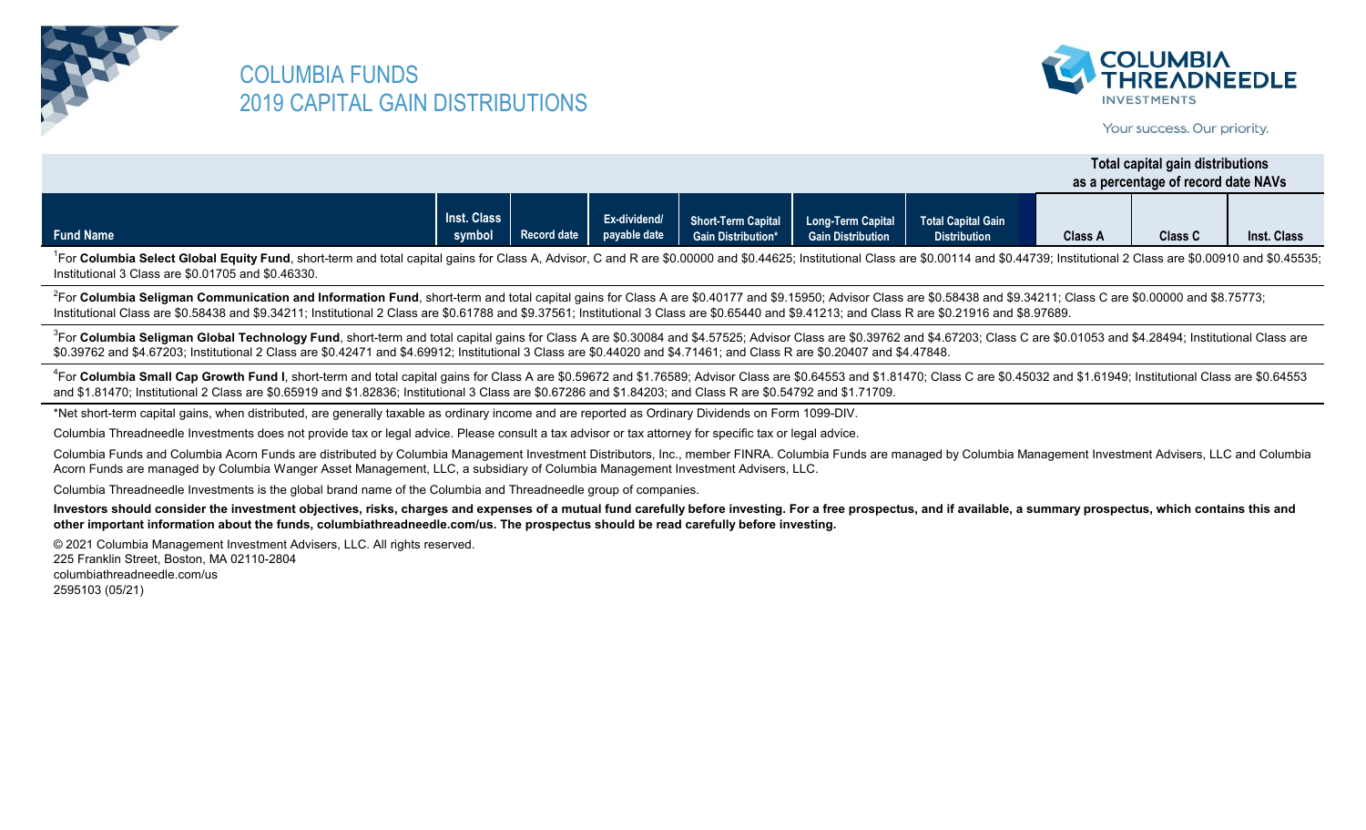# COLUMBIA FUNDS
# 2019 CAPITAL GAIN DISTRIBUTIONS

| Fund Name | Inst. Class symbol | Record date | Ex-dividend/ payable date | Short-Term Capital Gain Distribution* | Long-Term Capital Gain Distribution | Total Capital Gain Distribution | Total capital gain distributions as a percentage of record date NAVs Class A | Class C | Inst. Class |
|---|---|---|---|---|---|---|---|---|---|

[1]For **Columbia Select Global Equity Fund**, short-term and total capital gains for Class A, Advisor, C and R are $0.00000 and $0.44625; Institutional Class are $0.00114 and $0.44739; Institutional 2 Class are $0.00910 and $0.45535; Institutional 3 Class are $0.01705 and $0.46330.

[2]For **Columbia Seligman Communication and Information Fund**, short-term and total capital gains for Class A are $0.40177 and $9.15950; Advisor Class are $0.58438 and $9.34211; Class C are $0.00000 and $8.75773; Institutional Class are $0.58438 and $9.34211; Institutional 2 Class are $0.61788 and $9.37561; Institutional 3 Class are $0.65440 and $9.41213; and Class R are $0.21916 and $8.97689.

[3]For **Columbia Seligman Global Technology Fund**, short-term and total capital gains for Class A are $0.30084 and $4.57525; Advisor Class are $0.39762 and $4.67203; Class C are $0.01053 and $4.28494; Institutional Class are $0.39762 and $4.67203; Institutional 2 Class are $0.42471 and $4.69912; Institutional 3 Class are $0.44020 and $4.71461; and Class R are $0.20407 and $4.47848.

[4]For **Columbia Small Cap Growth Fund I**, short-term and total capital gains for Class A are $0.59672 and $1.76589; Advisor Class are $0.64553 and $1.81470; Class C are $0.45032 and $1.61949; Institutional Class are $0.64553 and $1.81470; Institutional 2 Class are $0.65919 and $1.82836; Institutional 3 Class are $0.67286 and $1.84203; and Class R are $0.54792 and $1.71709.

*Net short-term capital gains, when distributed, are generally taxable as ordinary income and are reported as Ordinary Dividends on Form 1099-DIV.

Columbia Threadneedle Investments does not provide tax or legal advice. Please consult a tax advisor or tax attorney for specific tax or legal advice.

Columbia Funds and Columbia Acorn Funds are distributed by Columbia Management Investment Distributors, Inc., member FINRA. Columbia Funds are managed by Columbia Management Investment Advisers, LLC and Columbia Acorn Funds are managed by Columbia Wanger Asset Management, LLC, a subsidiary of Columbia Management Investment Advisers, LLC.

Columbia Threadneedle Investments is the global brand name of the Columbia and Threadneedle group of companies.

**Investors should consider the investment objectives, risks, charges and expenses of a mutual fund carefully before investing. For a free prospectus, and if available, a summary prospectus, which contains this and other important information about the funds, columbiathreadneedle.com/us. The prospectus should be read carefully before investing.**

© 2021 Columbia Management Investment Advisers, LLC. All rights reserved.
225 Franklin Street, Boston, MA 02110-2804
columbiathreadneedle.com/us
2595103 (05/21)